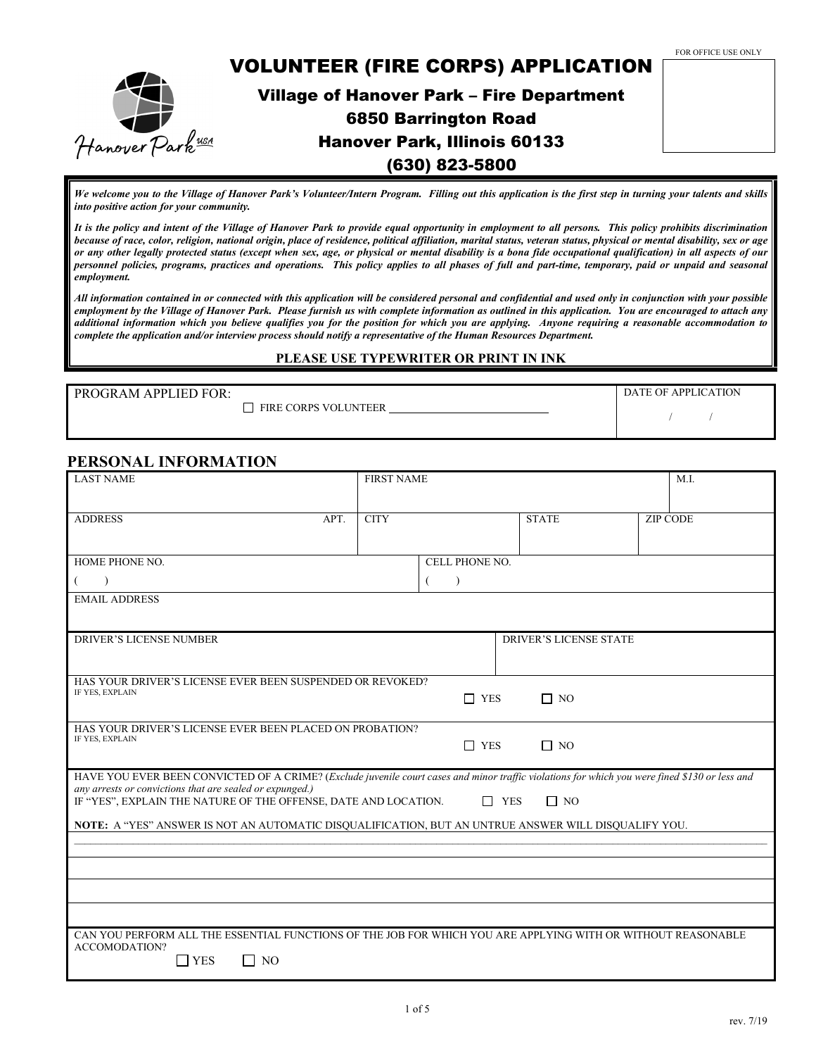FOR OFFICE USE ONLY

# VOLUNTEER (FIRE CORPS) APPLICATION

**Village of Hanover Park – Fire Department**
**6850 Barrington Road**
**Hanover Park, Illinois 60133**
**(630) 823-5800**

***We welcome you to the Village of Hanover Park's Volunteer/Intern Program. Filling out this application is the first step in turning your talents and skills into positive action for your community.***

***It is the policy and intent of the Village of Hanover Park to provide equal opportunity in employment to all persons. This policy prohibits discrimination because of race, color, religion, national origin, place of residence, political affiliation, marital status, veteran status, physical or mental disability, sex or age or any other legally protected status (except when sex, age, or physical or mental disability is a bona fide occupational qualification) in all aspects of our personnel policies, programs, practices and operations. This policy applies to all phases of full and part-time, temporary, paid or unpaid and seasonal employment.***

***All information contained in or connected with this application will be considered personal and confidential and used only in conjunction with your possible employment by the Village of Hanover Park. Please furnish us with complete information as outlined in this application. You are encouraged to attach any additional information which you believe qualifies you for the position for which you are applying. Anyone requiring a reasonable accommodation to complete the application and/or interview process should notify a representative of the Human Resources Department.***

**PLEASE USE TYPEWRITER OR PRINT IN INK**

| PROGRAM APPLIED FOR: ☐ FIRE CORPS VOLUNTEER ____________ | DATE OF APPLICATION / / |
|---|---|

## PERSONAL INFORMATION

| LAST NAME | | FIRST NAME | | M.I. |
|---|---|---|---|---|
| ADDRESS APT. | | CITY | STATE | ZIP CODE |
| HOME PHONE NO. ( ) | | CELL PHONE NO. ( ) | | |
| EMAIL ADDRESS | | | | |
| DRIVER'S LICENSE NUMBER | | | DRIVER'S LICENSE STATE | |

HAS YOUR DRIVER'S LICENSE EVER BEEN SUSPENDED OR REVOKED?
IF YES, EXPLAIN ☐ YES ☐ NO

HAS YOUR DRIVER'S LICENSE EVER BEEN PLACED ON PROBATION?
IF YES, EXPLAIN ☐ YES ☐ NO

HAVE YOU EVER BEEN CONVICTED OF A CRIME? (*Exclude juvenile court cases and minor traffic violations for which you were fined $130 or less and any arrests or convictions that are sealed or expunged.)*
IF "YES", EXPLAIN THE NATURE OF THE OFFENSE, DATE AND LOCATION. ☐ YES ☐ NO

**NOTE:** A "YES" ANSWER IS NOT AN AUTOMATIC DISQUALIFICATION, BUT AN UNTRUE ANSWER WILL DISQUALIFY YOU.

_______________________________________________

_______________________________________________

_______________________________________________

_______________________________________________

CAN YOU PERFORM ALL THE ESSENTIAL FUNCTIONS OF THE JOB FOR WHICH YOU ARE APPLYING WITH OR WITHOUT REASONABLE ACCOMODATION?
☐ YES ☐ NO

rev. 7/19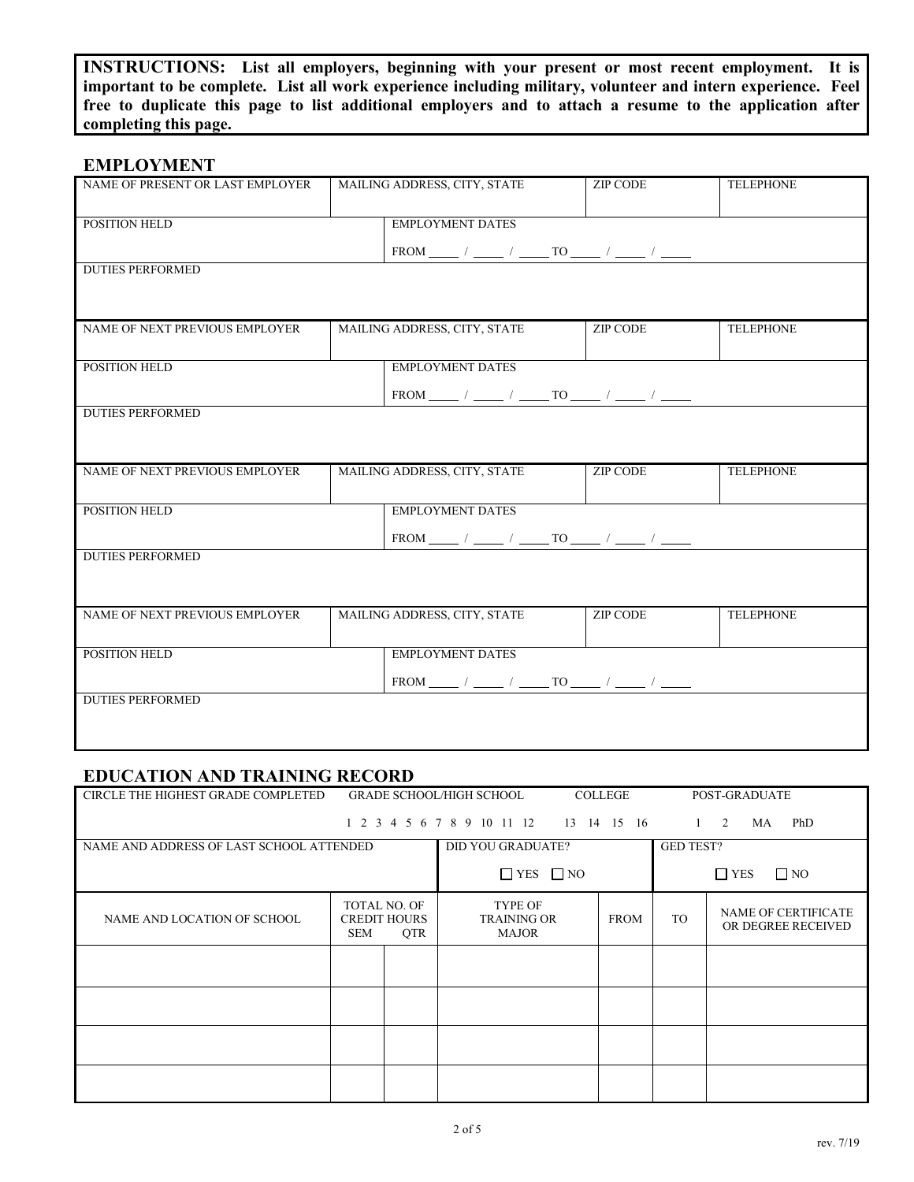**INSTRUCTIONS: List all employers, beginning with your present or most recent employment. It is important to be complete. List all work experience including military, volunteer and intern experience. Feel free to duplicate this page to list additional employers and to attach a resume to the application after completing this page.**

## EMPLOYMENT

| NAME OF PRESENT OR LAST EMPLOYER | MAILING ADDRESS, CITY, STATE | ZIP CODE | TELEPHONE |
|---|---|---|---|
| POSITION HELD | EMPLOYMENT DATES<br>FROM ____ / ____ / ____ TO ____ / ____ / ____ | | |
| DUTIES PERFORMED | | | |

| NAME OF NEXT PREVIOUS EMPLOYER | MAILING ADDRESS, CITY, STATE | ZIP CODE | TELEPHONE |
|---|---|---|---|
| POSITION HELD | EMPLOYMENT DATES<br>FROM ____ / ____ / ____ TO ____ / ____ / ____ | | |
| DUTIES PERFORMED | | | |

| NAME OF NEXT PREVIOUS EMPLOYER | MAILING ADDRESS, CITY, STATE | ZIP CODE | TELEPHONE |
|---|---|---|---|
| POSITION HELD | EMPLOYMENT DATES<br>FROM ____ / ____ / ____ TO ____ / ____ / ____ | | |
| DUTIES PERFORMED | | | |

| NAME OF NEXT PREVIOUS EMPLOYER | MAILING ADDRESS, CITY, STATE | ZIP CODE | TELEPHONE |
|---|---|---|---|
| POSITION HELD | EMPLOYMENT DATES<br>FROM ____ / ____ / ____ TO ____ / ____ / ____ | | |
| DUTIES PERFORMED | | | |

## EDUCATION AND TRAINING RECORD

| CIRCLE THE HIGHEST GRADE COMPLETED | GRADE SCHOOL/HIGH SCHOOL<br>1 2 3 4 5 6 7 8 9 10 11 12 | COLLEGE<br>13 14 15 16 | POST-GRADUATE<br>1 2 MA PhD |
|---|---|---|---|
| NAME AND ADDRESS OF LAST SCHOOL ATTENDED | DID YOU GRADUATE?<br>☐ YES ☐ NO | GED TEST?<br>☐ YES ☐ NO | |

| NAME AND LOCATION OF SCHOOL | TOTAL NO. OF CREDIT HOURS SEM | QTR | TYPE OF TRAINING OR MAJOR | FROM | TO | NAME OF CERTIFICATE OR DEGREE RECEIVED |
|---|---|---|---|---|---|---|
| | | | | | | |
| | | | | | | |
| | | | | | | |
| | | | | | | |

rev. 7/19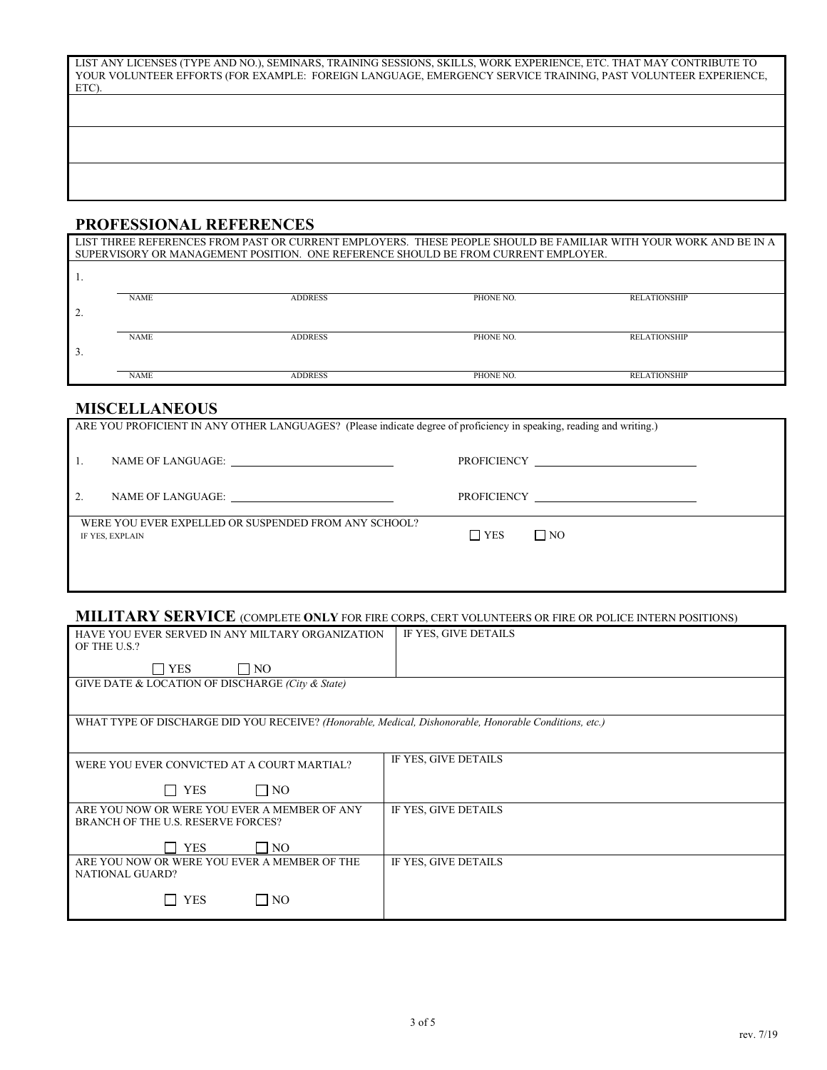LIST ANY LICENSES (TYPE AND NO.), SEMINARS, TRAINING SESSIONS, SKILLS, WORK EXPERIENCE, ETC. THAT MAY CONTRIBUTE TO YOUR VOLUNTEER EFFORTS (FOR EXAMPLE: FOREIGN LANGUAGE, EMERGENCY SERVICE TRAINING, PAST VOLUNTEER EXPERIENCE, ETC).

| |
|---|
| |
| |
| |

## PROFESSIONAL REFERENCES

LIST THREE REFERENCES FROM PAST OR CURRENT EMPLOYERS. THESE PEOPLE SHOULD BE FAMILIAR WITH YOUR WORK AND BE IN A SUPERVISORY OR MANAGEMENT POSITION. ONE REFERENCE SHOULD BE FROM CURRENT EMPLOYER.

| | NAME | ADDRESS | PHONE NO. | RELATIONSHIP |
|---|---|---|---|---|
| 1. | | | | |
| 2. | | | | |
| 3. | | | | |

## MISCELLANEOUS

ARE YOU PROFICIENT IN ANY OTHER LANGUAGES? (Please indicate degree of proficiency in speaking, reading and writing.)

1. NAME OF LANGUAGE: ______________________ PROFICIENCY ______________________

2. NAME OF LANGUAGE: ______________________ PROFICIENCY ______________________

WERE YOU EVER EXPELLED OR SUSPENDED FROM ANY SCHOOL? ☐ YES ☐ NO

IF YES, EXPLAIN

## MILITARY SERVICE (COMPLETE **ONLY** FOR FIRE CORPS, CERT VOLUNTEERS OR FIRE OR POLICE INTERN POSITIONS)

| | |
|---|---|
| HAVE YOU EVER SERVED IN ANY MILTARY ORGANIZATION OF THE U.S.? ☐ YES ☐ NO | IF YES, GIVE DETAILS |
| GIVE DATE & LOCATION OF DISCHARGE *(City & State)* | |
| WHAT TYPE OF DISCHARGE DID YOU RECEIVE? *(Honorable, Medical, Dishonorable, Honorable Conditions, etc.)* | |
| WERE YOU EVER CONVICTED AT A COURT MARTIAL? ☐ YES ☐ NO | IF YES, GIVE DETAILS |
| ARE YOU NOW OR WERE YOU EVER A MEMBER OF ANY BRANCH OF THE U.S. RESERVE FORCES? ☐ YES ☐ NO | IF YES, GIVE DETAILS |
| ARE YOU NOW OR WERE YOU EVER A MEMBER OF THE NATIONAL GUARD? ☐ YES ☐ NO | IF YES, GIVE DETAILS |

rev. 7/19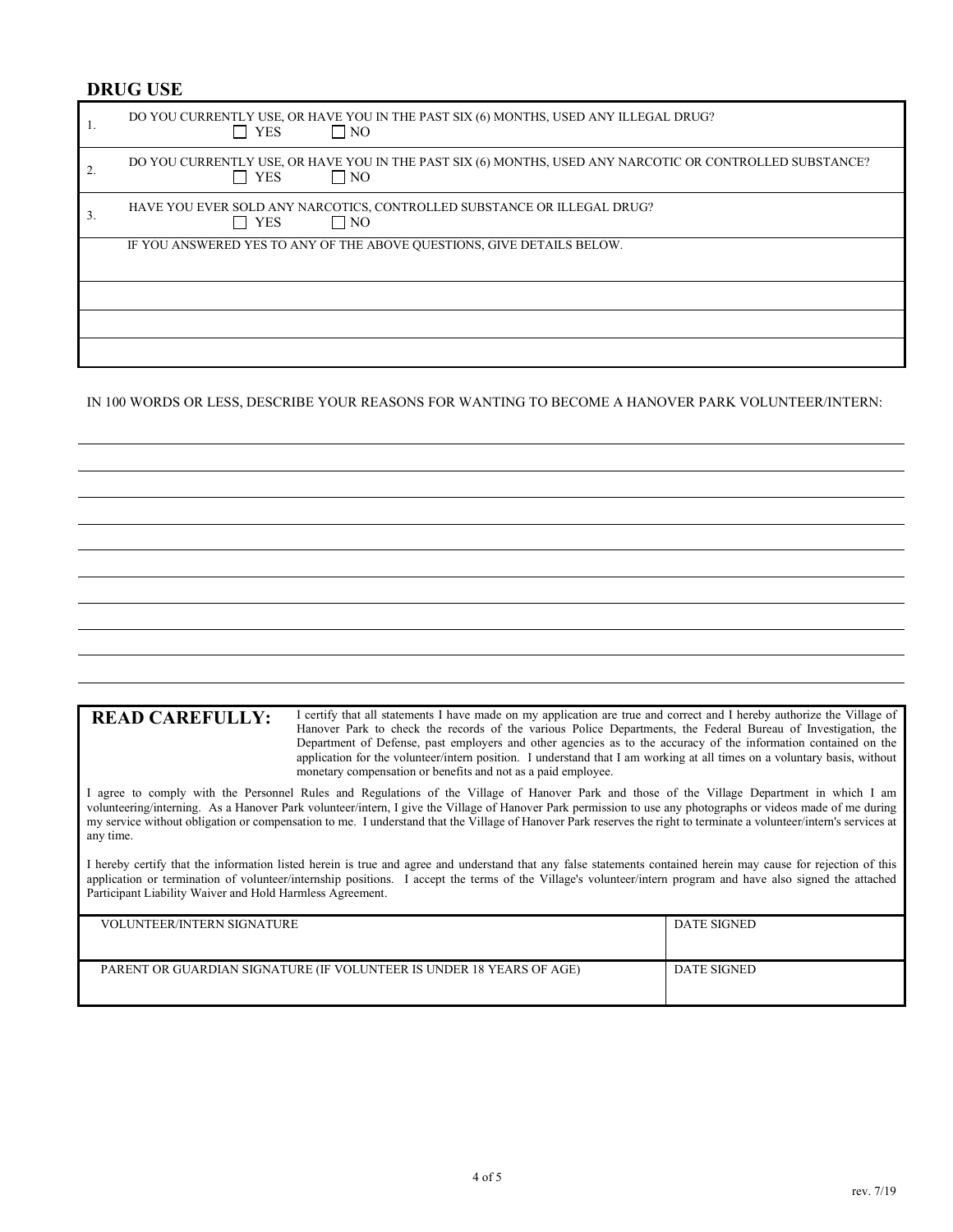## DRUG USE

| | |
|---|---|
| 1. | DO YOU CURRENTLY USE, OR HAVE YOU IN THE PAST SIX (6) MONTHS, USED ANY ILLEGAL DRUG? ☐ YES ☐ NO |
| 2. | DO YOU CURRENTLY USE, OR HAVE YOU IN THE PAST SIX (6) MONTHS, USED ANY NARCOTIC OR CONTROLLED SUBSTANCE? ☐ YES ☐ NO |
| 3. | HAVE YOU EVER SOLD ANY NARCOTICS, CONTROLLED SUBSTANCE OR ILLEGAL DRUG? ☐ YES ☐ NO |
| | IF YOU ANSWERED YES TO ANY OF THE ABOVE QUESTIONS, GIVE DETAILS BELOW. |
| | |
| | |
| | |

IN 100 WORDS OR LESS, DESCRIBE YOUR REASONS FOR WANTING TO BECOME A HANOVER PARK VOLUNTEER/INTERN:

**READ CAREFULLY:** I certify that all statements I have made on my application are true and correct and I hereby authorize the Village of Hanover Park to check the records of the various Police Departments, the Federal Bureau of Investigation, the Department of Defense, past employers and other agencies as to the accuracy of the information contained on the application for the volunteer/intern position. I understand that I am working at all times on a voluntary basis, without monetary compensation or benefits and not as a paid employee.

I agree to comply with the Personnel Rules and Regulations of the Village of Hanover Park and those of the Village Department in which I am volunteering/interning. As a Hanover Park volunteer/intern, I give the Village of Hanover Park permission to use any photographs or videos made of me during my service without obligation or compensation to me. I understand that the Village of Hanover Park reserves the right to terminate a volunteer/intern's services at any time.

I hereby certify that the information listed herein is true and agree and understand that any false statements contained herein may cause for rejection of this application or termination of volunteer/internship positions. I accept the terms of the Village's volunteer/intern program and have also signed the attached Participant Liability Waiver and Hold Harmless Agreement.

| VOLUNTEER/INTERN SIGNATURE | DATE SIGNED |
|---|---|
| PARENT OR GUARDIAN SIGNATURE (IF VOLUNTEER IS UNDER 18 YEARS OF AGE) | DATE SIGNED |

rev. 7/19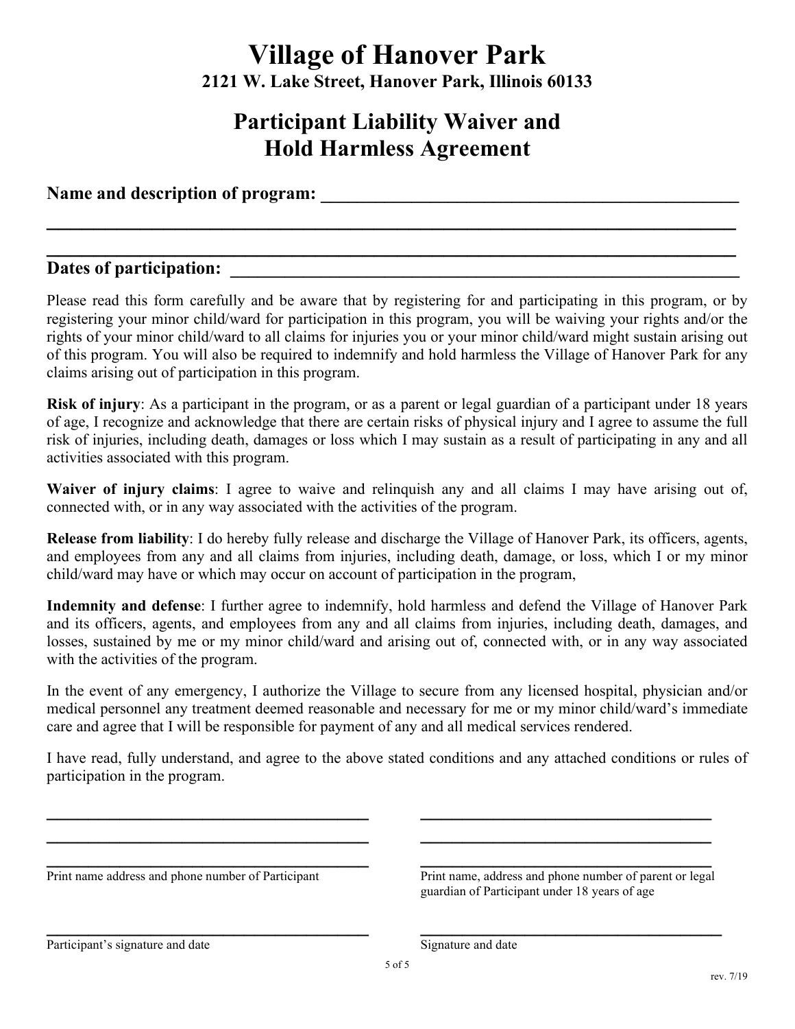# Village of Hanover Park

**2121 W. Lake Street, Hanover Park, Illinois 60133**

## Participant Liability Waiver and Hold Harmless Agreement

**Name and description of program:** ______________________________________________

______________________________________________________________________________

______________________________________________________________________________

**Dates of participation:** ____________________________________________________

Please read this form carefully and be aware that by registering for and participating in this program, or by registering your minor child/ward for participation in this program, you will be waiving your rights and/or the rights of your minor child/ward to all claims for injuries you or your minor child/ward might sustain arising out of this program. You will also be required to indemnify and hold harmless the Village of Hanover Park for any claims arising out of participation in this program.

**Risk of injury**: As a participant in the program, or as a parent or legal guardian of a participant under 18 years of age, I recognize and acknowledge that there are certain risks of physical injury and I agree to assume the full risk of injuries, including death, damages or loss which I may sustain as a result of participating in any and all activities associated with this program.

**Waiver of injury claims**: I agree to waive and relinquish any and all claims I may have arising out of, connected with, or in any way associated with the activities of the program.

**Release from liability**: I do hereby fully release and discharge the Village of Hanover Park, its officers, agents, and employees from any and all claims from injuries, including death, damage, or loss, which I or my minor child/ward may have or which may occur on account of participation in the program,

**Indemnity and defense**: I further agree to indemnify, hold harmless and defend the Village of Hanover Park and its officers, agents, and employees from any and all claims from injuries, including death, damages, and losses, sustained by me or my minor child/ward and arising out of, connected with, or in any way associated with the activities of the program.

In the event of any emergency, I authorize the Village to secure from any licensed hospital, physician and/or medical personnel any treatment deemed reasonable and necessary for me or my minor child/ward's immediate care and agree that I will be responsible for payment of any and all medical services rendered.

I have read, fully understand, and agree to the above stated conditions and any attached conditions or rules of participation in the program.

________________________________________

________________________________________

________________________________________

Print name address and phone number of Participant

________________________________________

________________________________________

________________________________________

Print name, address and phone number of parent or legal guardian of Participant under 18 years of age

________________________________________

Participant's signature and date

________________________________________

Signature and date

rev. 7/19